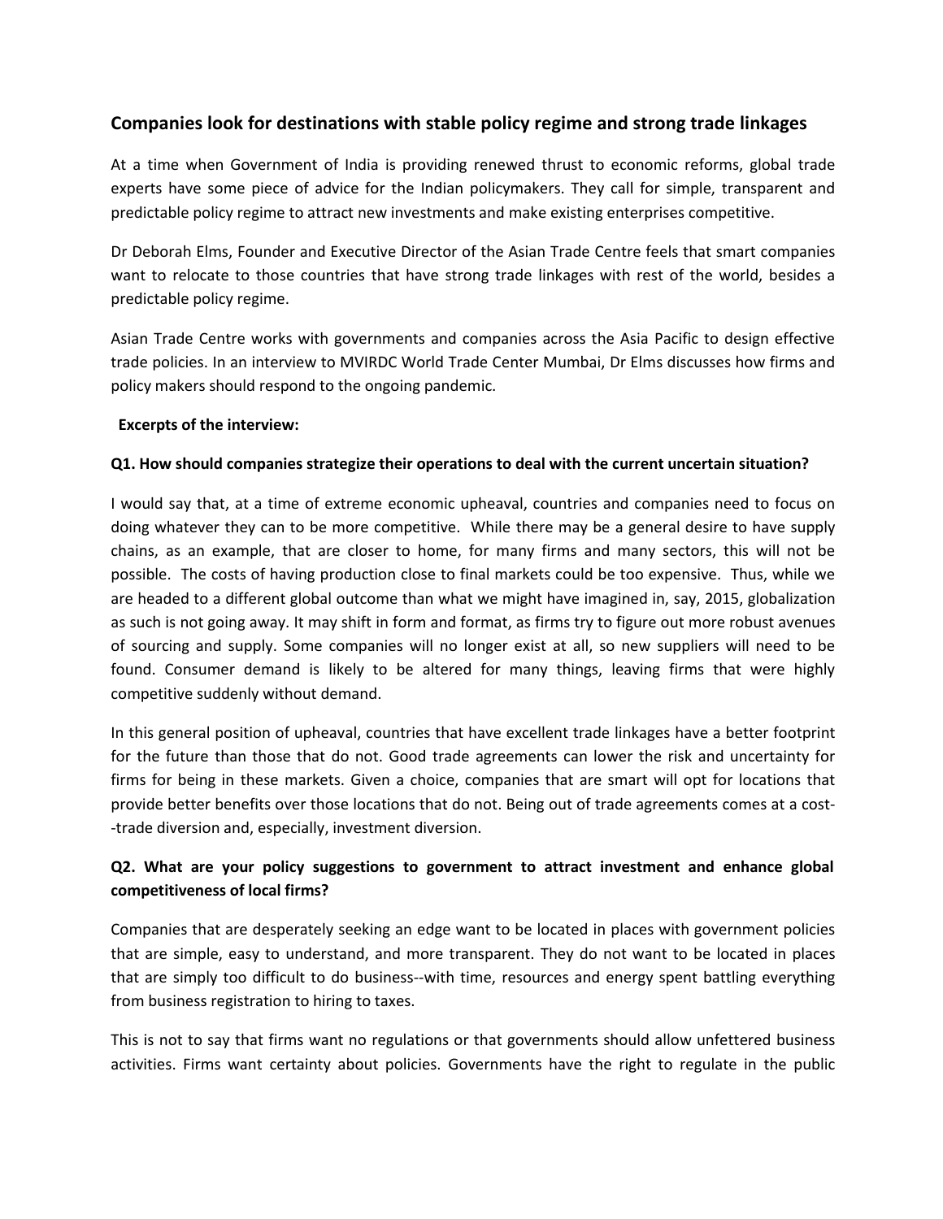## Companies look for destinations with stable policy regime and strong trade linkages

At a time when Government of India is providing renewed thrust to economic reforms, global trade experts have some piece of advice for the Indian policymakers. They call for simple, transparent and predictable policy regime to attract new investments and make existing enterprises competitive.

Dr Deborah Elms, Founder and Executive Director of the Asian Trade Centre feels that smart companies want to relocate to those countries that have strong trade linkages with rest of the world, besides a predictable policy regime.

Asian Trade Centre works with governments and companies across the Asia Pacific to design effective trade policies. In an interview to MVIRDC World Trade Center Mumbai, Dr Elms discusses how firms and policy makers should respond to the ongoing pandemic.

**Excerpts of the interview:**

**Q1. How should companies strategize their operations to deal with the current uncertain situation?**

I would say that, at a time of extreme economic upheaval, countries and companies need to focus on doing whatever they can to be more competitive. While there may be a general desire to have supply chains, as an example, that are closer to home, for many firms and many sectors, this will not be possible. The costs of having production close to final markets could be too expensive. Thus, while we are headed to a different global outcome than what we might have imagined in, say, 2015, globalization as such is not going away. It may shift in form and format, as firms try to figure out more robust avenues of sourcing and supply. Some companies will no longer exist at all, so new suppliers will need to be found. Consumer demand is likely to be altered for many things, leaving firms that were highly competitive suddenly without demand.

In this general position of upheaval, countries that have excellent trade linkages have a better footprint for the future than those that do not. Good trade agreements can lower the risk and uncertainty for firms for being in these markets. Given a choice, companies that are smart will opt for locations that provide better benefits over those locations that do not. Being out of trade agreements comes at a cost--trade diversion and, especially, investment diversion.

**Q2. What are your policy suggestions to government to attract investment and enhance global competitiveness of local firms?**

Companies that are desperately seeking an edge want to be located in places with government policies that are simple, easy to understand, and more transparent. They do not want to be located in places that are simply too difficult to do business--with time, resources and energy spent battling everything from business registration to hiring to taxes.

This is not to say that firms want no regulations or that governments should allow unfettered business activities. Firms want certainty about policies. Governments have the right to regulate in the public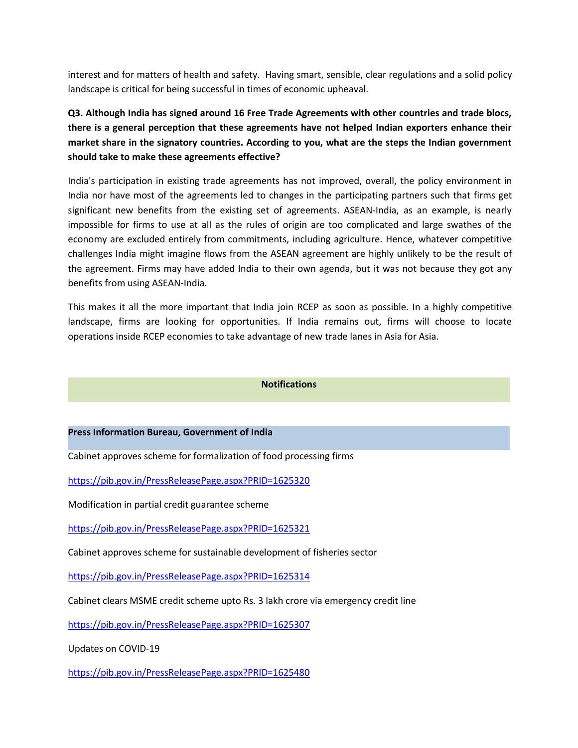interest and for matters of health and safety. Having smart, sensible, clear regulations and a solid policy landscape is critical for being successful in times of economic upheaval.

**Q3. Although India has signed around 16 Free Trade Agreements with other countries and trade blocs, there is a general perception that these agreements have not helped Indian exporters enhance their market share in the signatory countries. According to you, what are the steps the Indian government should take to make these agreements effective?**

India's participation in existing trade agreements has not improved, overall, the policy environment in India nor have most of the agreements led to changes in the participating partners such that firms get significant new benefits from the existing set of agreements. ASEAN-India, as an example, is nearly impossible for firms to use at all as the rules of origin are too complicated and large swathes of the economy are excluded entirely from commitments, including agriculture. Hence, whatever competitive challenges India might imagine flows from the ASEAN agreement are highly unlikely to be the result of the agreement. Firms may have added India to their own agenda, but it was not because they got any benefits from using ASEAN-India.

This makes it all the more important that India join RCEP as soon as possible. In a highly competitive landscape, firms are looking for opportunities. If India remains out, firms will choose to locate operations inside RCEP economies to take advantage of new trade lanes in Asia for Asia.

## Notifications

### Press Information Bureau, Government of India

Cabinet approves scheme for formalization of food processing firms

https://pib.gov.in/PressReleasePage.aspx?PRID=1625320

Modification in partial credit guarantee scheme

https://pib.gov.in/PressReleasePage.aspx?PRID=1625321

Cabinet approves scheme for sustainable development of fisheries sector

https://pib.gov.in/PressReleasePage.aspx?PRID=1625314

Cabinet clears MSME credit scheme upto Rs. 3 lakh crore via emergency credit line

https://pib.gov.in/PressReleasePage.aspx?PRID=1625307

Updates on COVID-19

https://pib.gov.in/PressReleasePage.aspx?PRID=1625480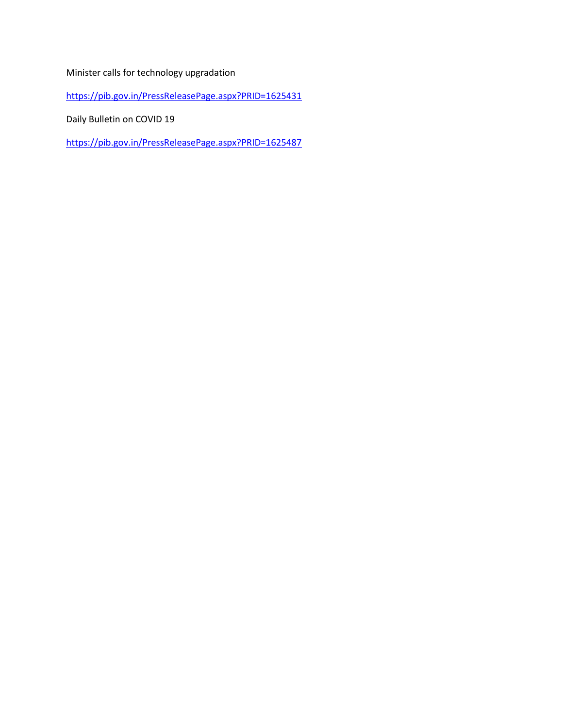Minister calls for technology upgradation

https://pib.gov.in/PressReleasePage.aspx?PRID=1625431

Daily Bulletin on COVID 19

https://pib.gov.in/PressReleasePage.aspx?PRID=1625487